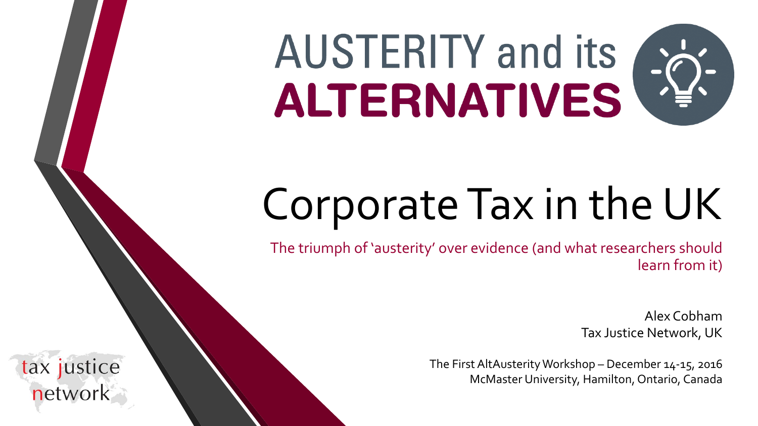# AUSTERITY and its ALTERNATIVES

# Corporate Tax in the UK

The triumph of 'austerity' over evidence (and what researchers should learn from it)

Alex Cobham
Tax Justice Network, UK

The First AltAusterity Workshop – December 14-15, 2016
McMaster University, Hamilton, Ontario, Canada

tax justice network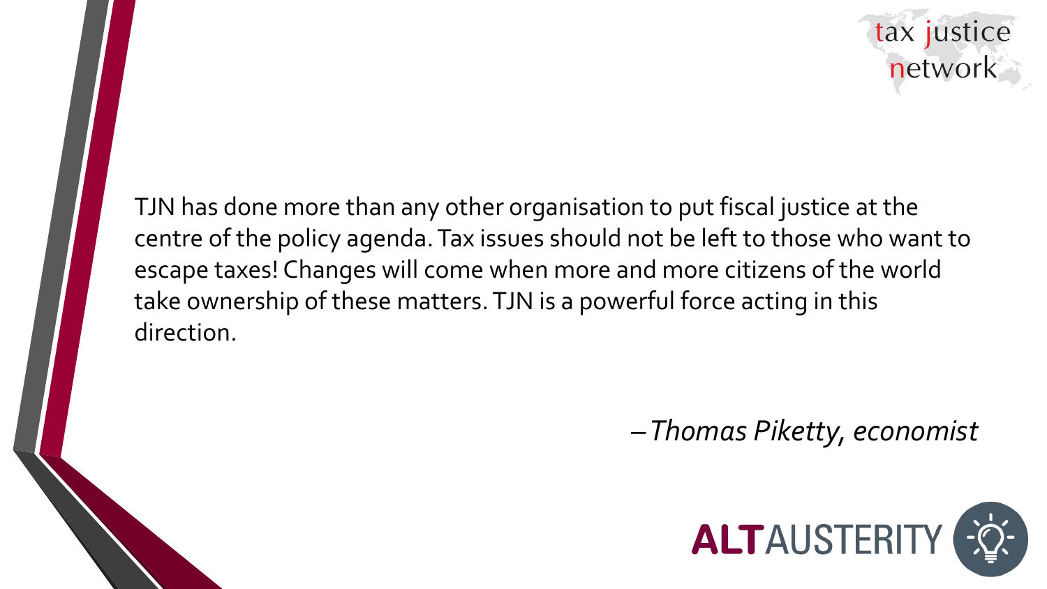TJN has done more than any other organisation to put fiscal justice at the centre of the policy agenda. Tax issues should not be left to those who want to escape taxes! Changes will come when more and more citizens of the world take ownership of these matters. TJN is a powerful force acting in this direction.

*– Thomas Piketty, economist*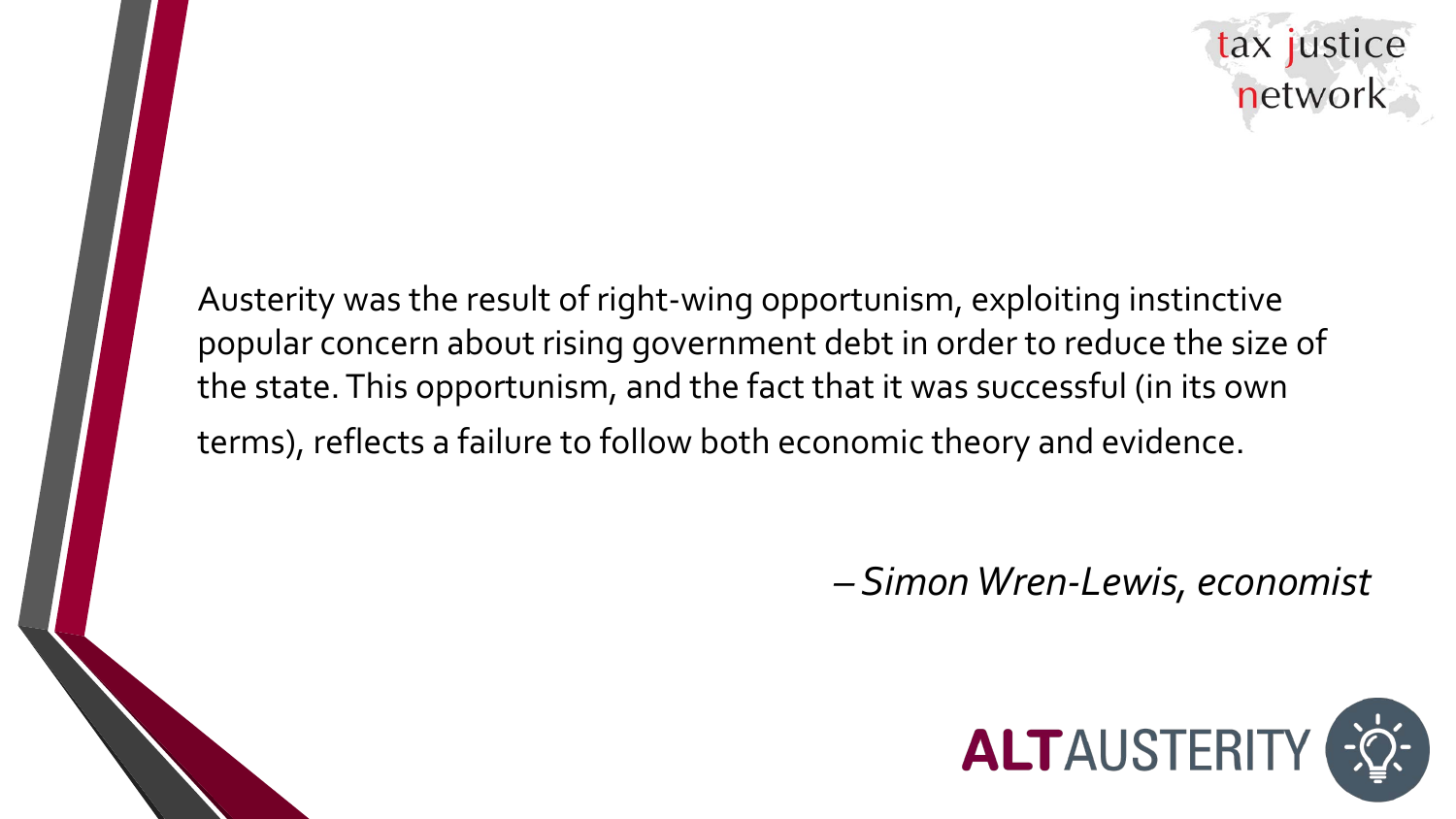Austerity was the result of right-wing opportunism, exploiting instinctive popular concern about rising government debt in order to reduce the size of the state. This opportunism, and the fact that it was successful (in its own terms), reflects a failure to follow both economic theory and evidence.

*– Simon Wren-Lewis, economist*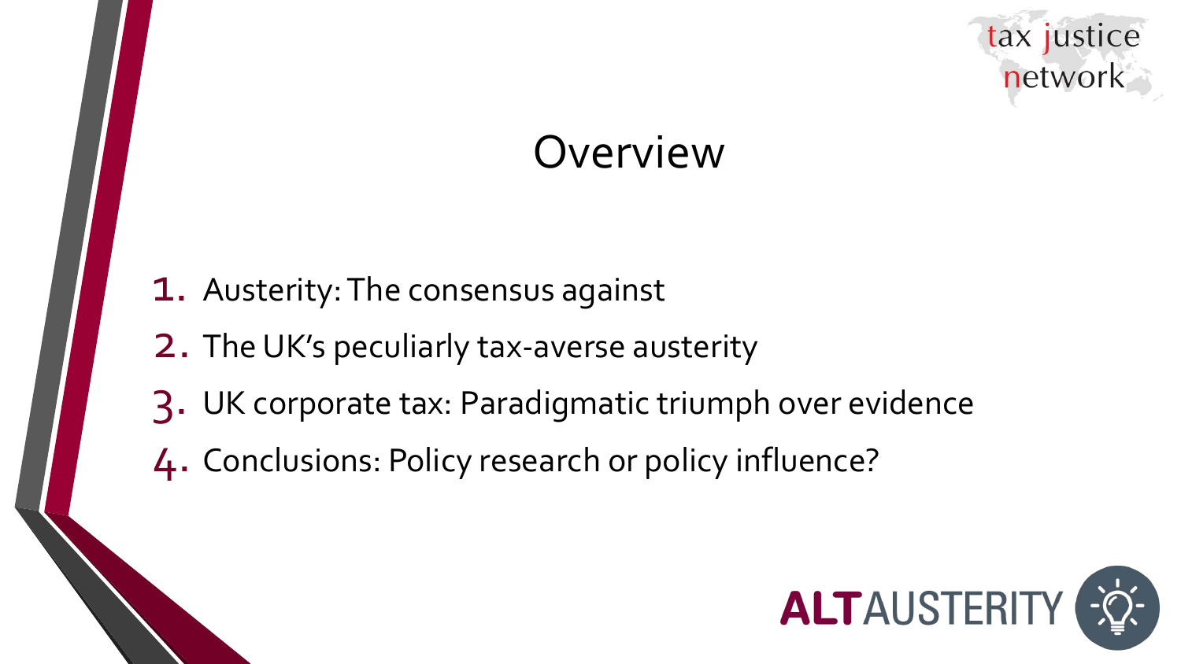# Overview

1. Austerity: The consensus against
2. The UK's peculiarly tax-averse austerity
3. UK corporate tax: Paradigmatic triumph over evidence
4. Conclusions: Policy research or policy influence?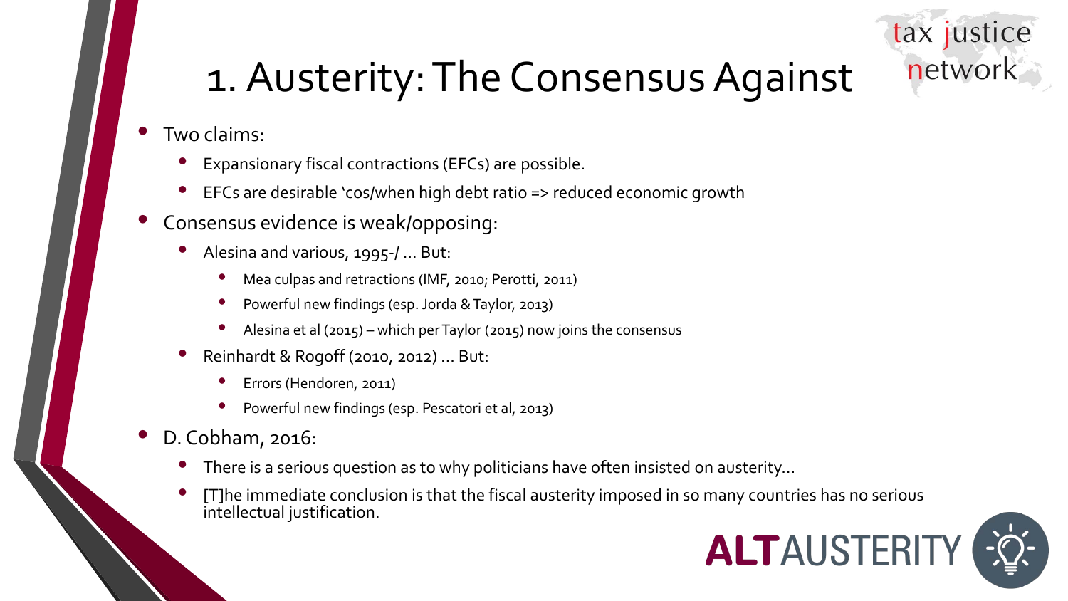# 1. Austerity: The Consensus Against

- Two claims:
  - Expansionary fiscal contractions (EFCs) are possible.
  - EFCs are desirable 'cos/when high debt ratio => reduced economic growth
- Consensus evidence is weak/opposing:
  - Alesina and various, 1995-/ … But:
    - Mea culpas and retractions (IMF, 2010; Perotti, 2011)
    - Powerful new findings (esp. Jorda & Taylor, 2013)
    - Alesina et al (2015) – which per Taylor (2015) now joins the consensus
  - Reinhardt & Rogoff (2010, 2012) … But:
    - Errors (Hendoren, 2011)
    - Powerful new findings (esp. Pescatori et al, 2013)
- D. Cobham, 2016:
  - There is a serious question as to why politicians have often insisted on austerity…
  - [T]he immediate conclusion is that the fiscal austerity imposed in so many countries has no serious intellectual justification.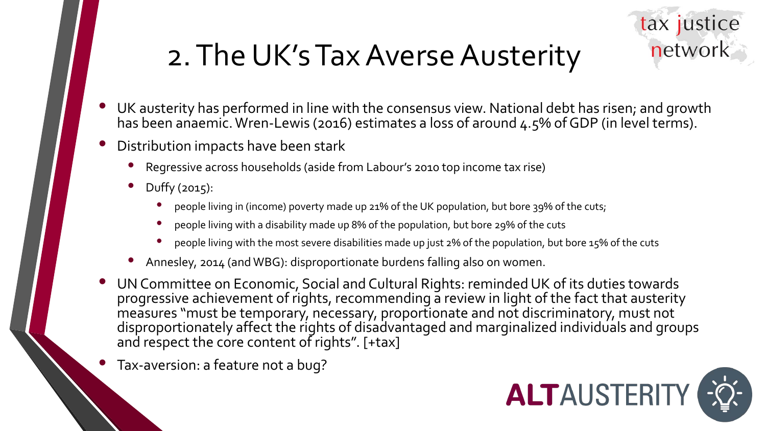# 2. The UK's Tax Averse Austerity

- UK austerity has performed in line with the consensus view. National debt has risen; and growth has been anaemic. Wren-Lewis (2016) estimates a loss of around 4.5% of GDP (in level terms).
- Distribution impacts have been stark
  - Regressive across households (aside from Labour's 2010 top income tax rise)
  - Duffy (2015):
    - people living in (income) poverty made up 21% of the UK population, but bore 39% of the cuts;
    - people living with a disability made up 8% of the population, but bore 29% of the cuts
    - people living with the most severe disabilities made up just 2% of the population, but bore 15% of the cuts
  - Annesley, 2014 (and WBG): disproportionate burdens falling also on women.
- UN Committee on Economic, Social and Cultural Rights: reminded UK of its duties towards progressive achievement of rights, recommending a review in light of the fact that austerity measures "must be temporary, necessary, proportionate and not discriminatory, must not disproportionately affect the rights of disadvantaged and marginalized individuals and groups and respect the core content of rights". [+tax]
- Tax-aversion: a feature not a bug?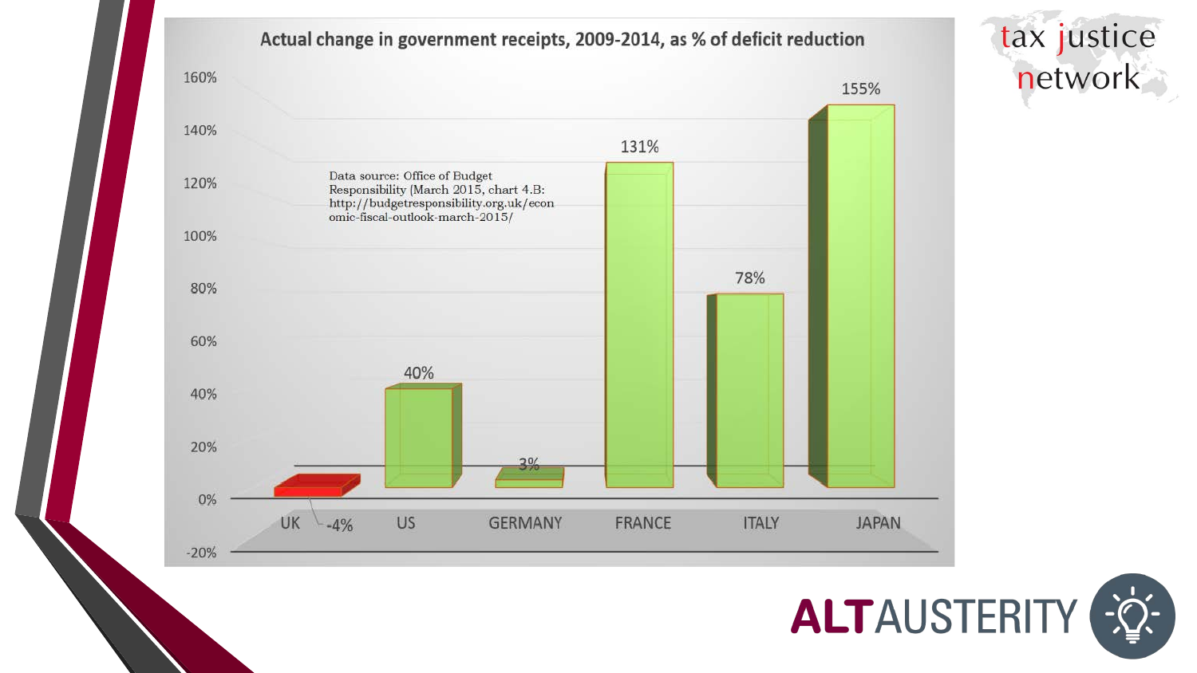## Actual change in government receipts, 2009-2014, as % of deficit reduction

| Country | % |
|---|---|
| UK | -4% |
| US | 40% |
| GERMANY | 3% |
| FRANCE | 131% |
| ITALY | 78% |
| JAPAN | 155% |

Data source: Office of Budget Responsibility (March 2015, chart 4.B: http://budgetresponsibility.org.uk/economic-fiscal-outlook-march-2015/

tax justice network

ALTAUSTERITY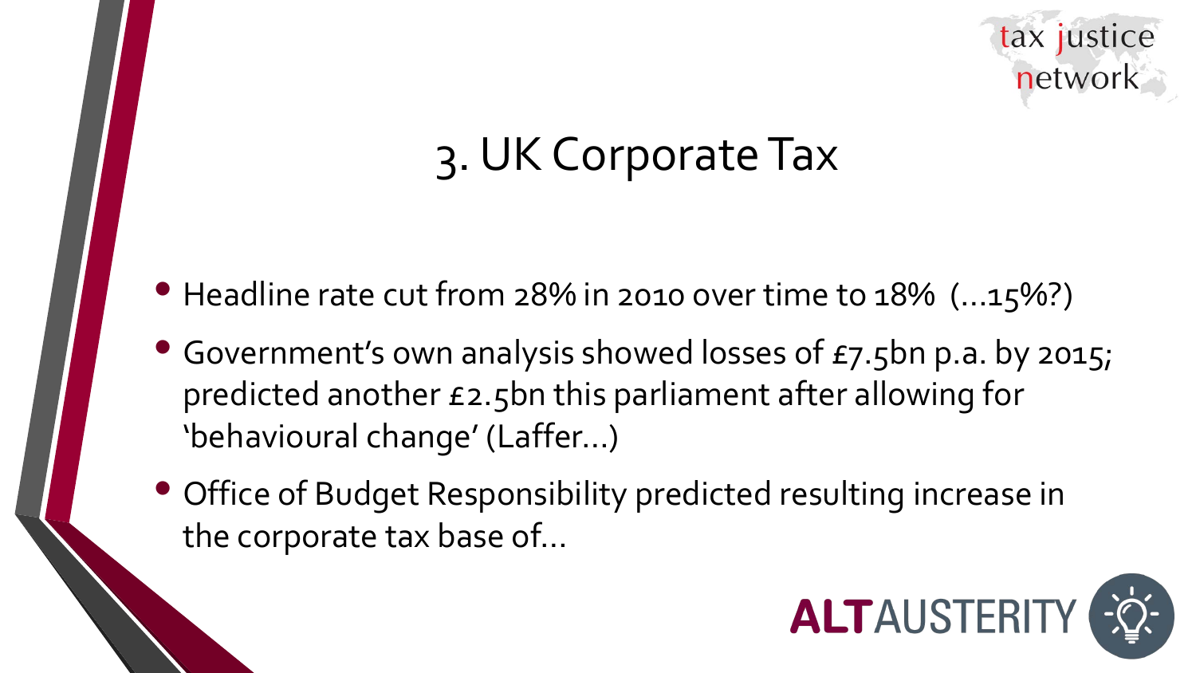# 3. UK Corporate Tax

- Headline rate cut from 28% in 2010 over time to 18% (…15%?)
- Government's own analysis showed losses of £7.5bn p.a. by 2015; predicted another £2.5bn this parliament after allowing for 'behavioural change' (Laffer…)
- Office of Budget Responsibility predicted resulting increase in the corporate tax base of…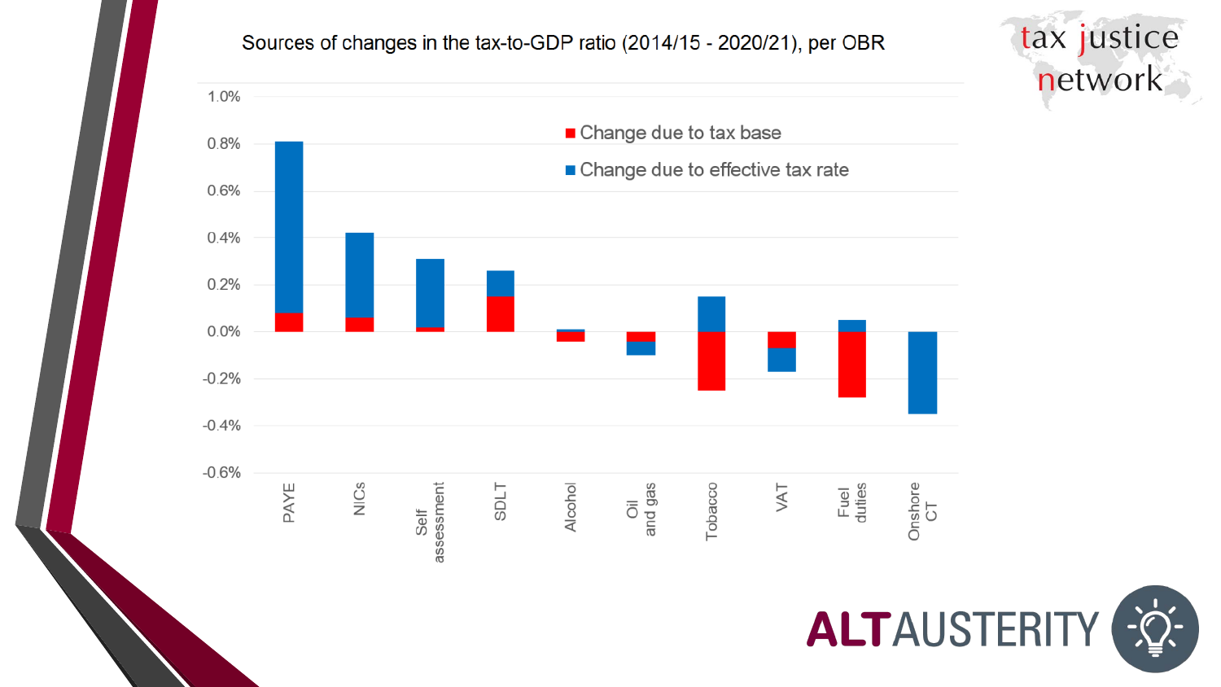Sources of changes in the tax-to-GDP ratio (2014/15 - 2020/21), per OBR

- Change due to tax base
- Change due to effective tax rate

1.0%
0.8%
0.6%
0.4%
0.2%
0.0%
-0.2%
-0.4%
-0.6%

PAYE, NICs, Self assessment, SDLT, Alcohol, Oil and gas, Tobacco, VAT, Fuel duties, Onshore CT

tax justice network

ALTAUSTERITY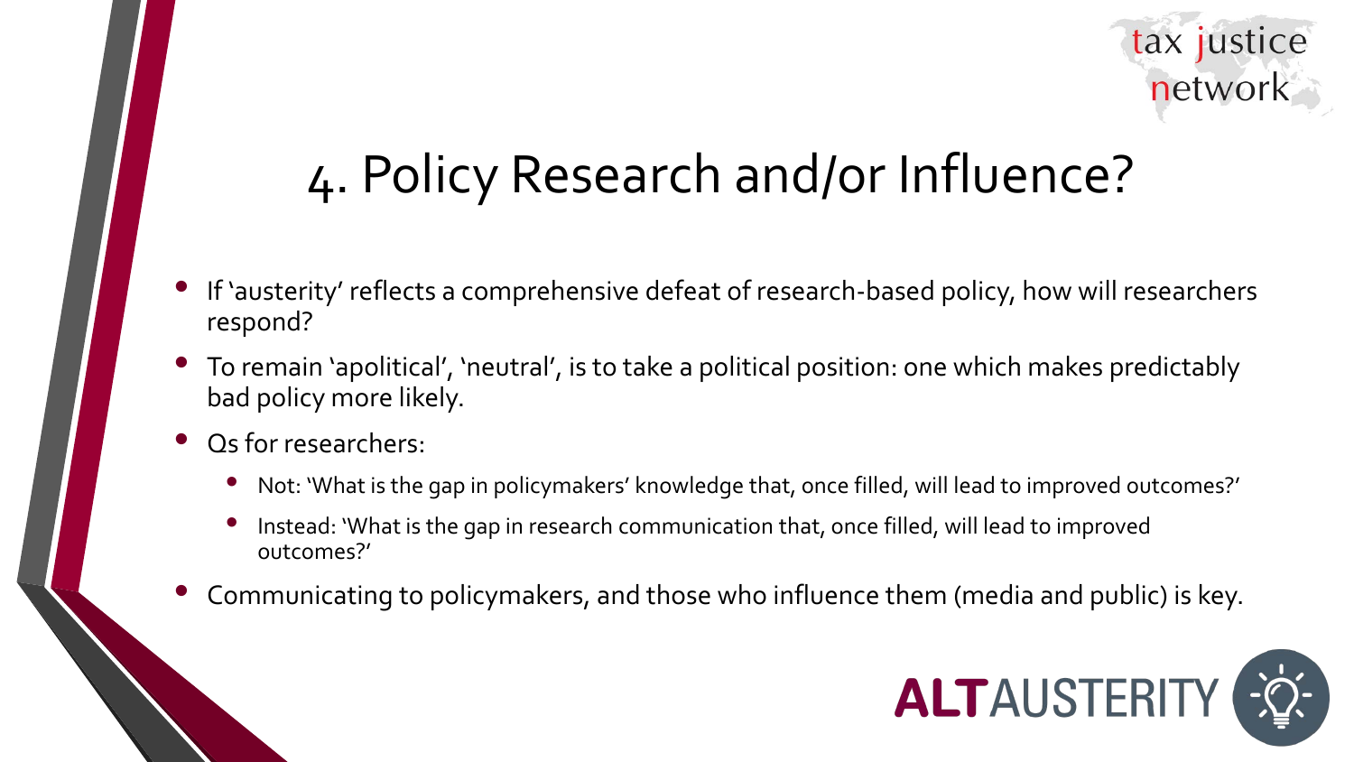# 4. Policy Research and/or Influence?

- If 'austerity' reflects a comprehensive defeat of research-based policy, how will researchers respond?
- To remain 'apolitical', 'neutral', is to take a political position: one which makes predictably bad policy more likely.
- Qs for researchers:
  - Not: 'What is the gap in policymakers' knowledge that, once filled, will lead to improved outcomes?'
  - Instead: 'What is the gap in research communication that, once filled, will lead to improved outcomes?'
- Communicating to policymakers, and those who influence them (media and public) is key.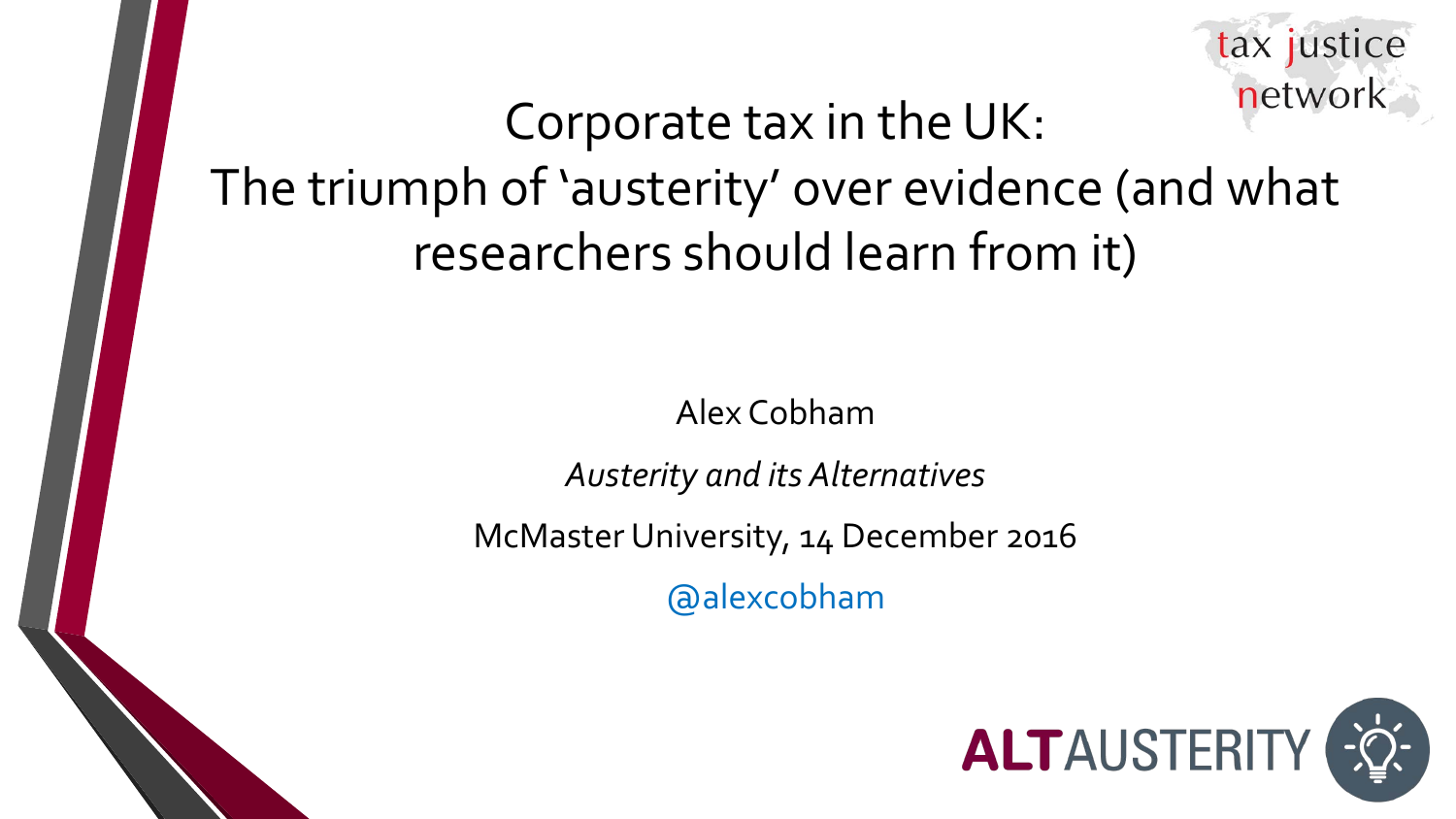# Corporate tax in the UK: The triumph of 'austerity' over evidence (and what researchers should learn from it)

Alex Cobham

*Austerity and its Alternatives*

McMaster University, 14 December 2016

@alexcobham

tax justice network

ALTAUSTERITY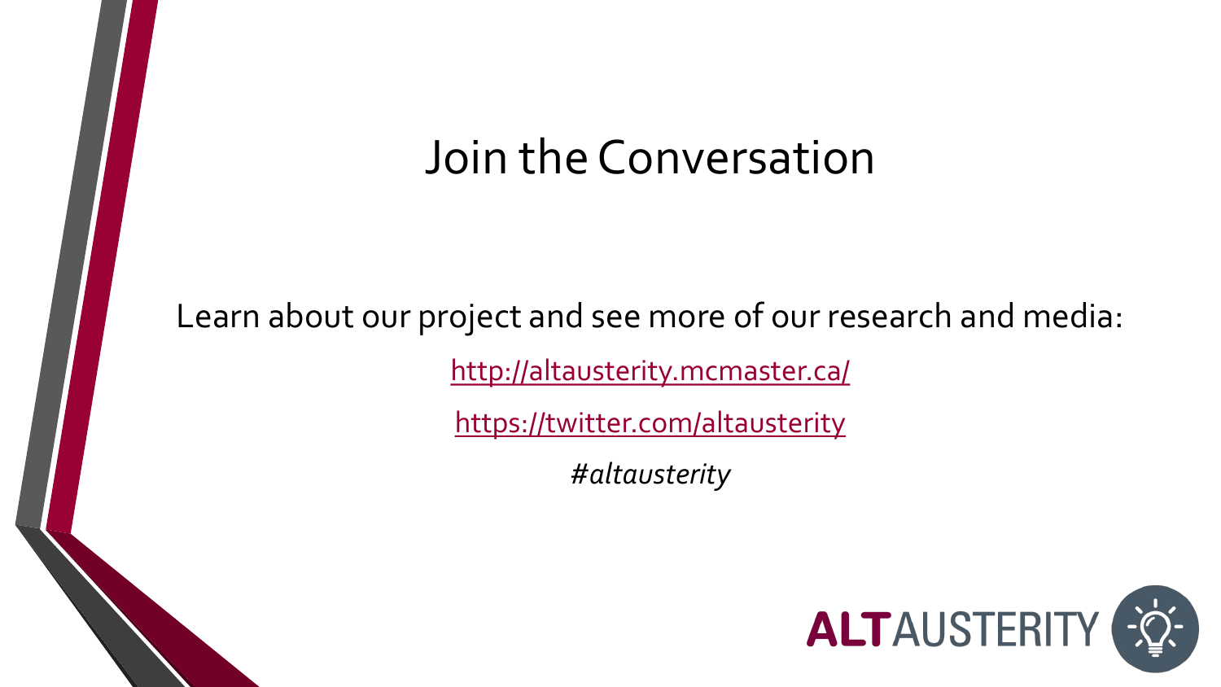# Join the Conversation

Learn about our project and see more of our research and media:

http://altausterity.mcmaster.ca/

https://twitter.com/altausterity

*#altausterity*

ALTAUSTERITY